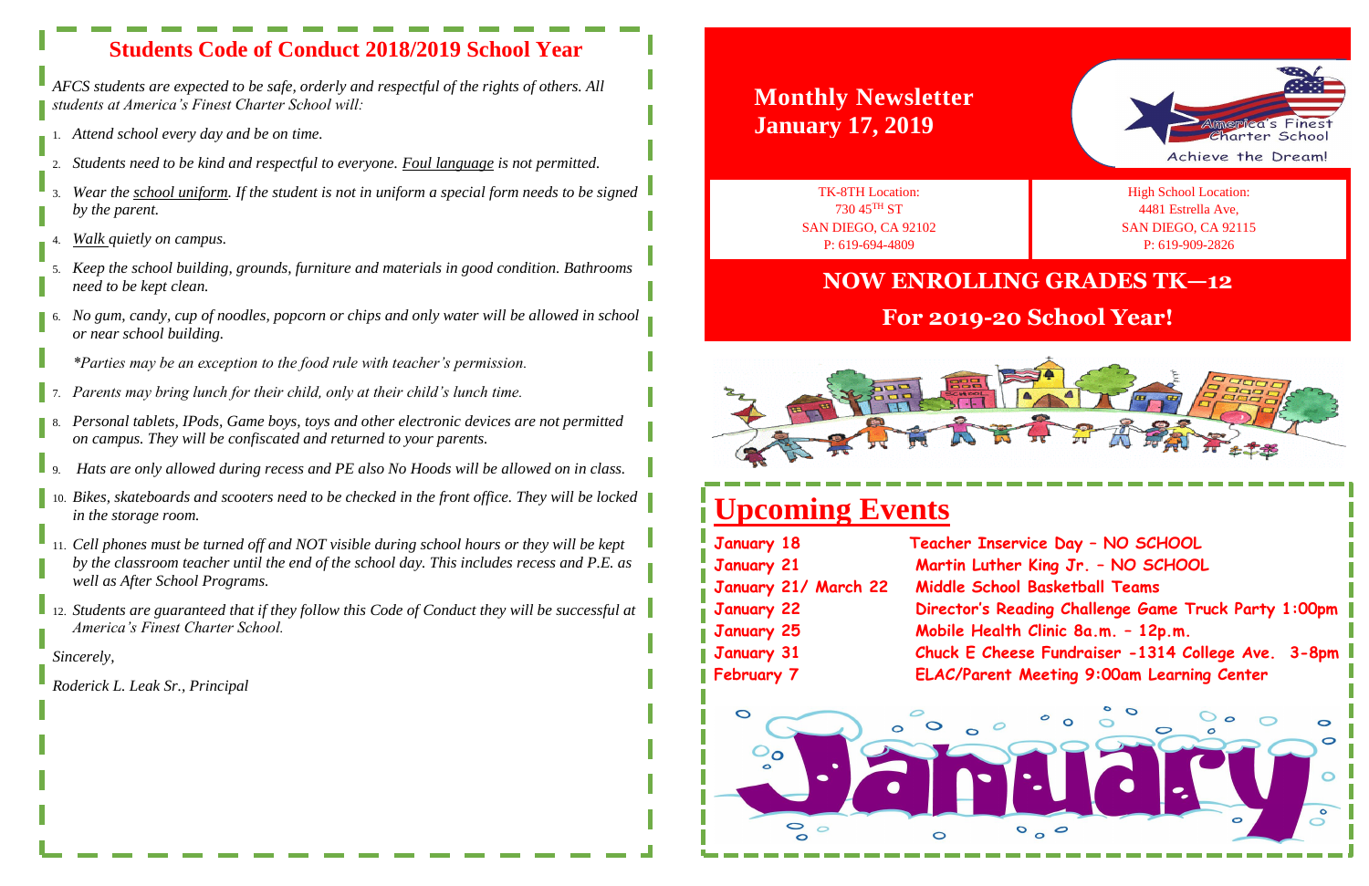## Students Code of Conduct 2018/2019 School Year

*AFCS students are expected to be safe, orderly and respectful of the rights of others. All students at America's Finest Charter School will:*

1. *Attend school every day and be on time.*
2. *Students need to be kind and respectful to everyone. Foul language is not permitted.*
3. *Wear the school uniform. If the student is not in uniform a special form needs to be signed by the parent.*
4. *Walk quietly on campus.*
5. *Keep the school building, grounds, furniture and materials in good condition. Bathrooms need to be kept clean.*
6. *No gum, candy, cup of noodles, popcorn or chips and only water will be allowed in school or near school building.*

   *\*Parties may be an exception to the food rule with teacher's permission.*
7. *Parents may bring lunch for their child, only at their child's lunch time.*
8. *Personal tablets, IPods, Game boys, toys and other electronic devices are not permitted on campus. They will be confiscated and returned to your parents.*
9. *Hats are only allowed during recess and PE also No Hoods will be allowed on in class.*
10. *Bikes, skateboards and scooters need to be checked in the front office. They will be locked in the storage room.*
11. *Cell phones must be turned off and NOT visible during school hours or they will be kept by the classroom teacher until the end of the school day. This includes recess and P.E. as well as After School Programs.*
12. *Students are guaranteed that if they follow this Code of Conduct they will be successful at America's Finest Charter School.*

*Sincerely,*

*Roderick L. Leak Sr., Principal*

## Monthly Newsletter
## January 17, 2019

America's Finest Charter School
Achieve the Dream!

| TK-8TH Location: | High School Location: |
|---|---|
| 730 45TH ST | 4481 Estrella Ave, |
| SAN DIEGO, CA 92102 | SAN DIEGO, CA 92115 |
| P: 619-694-4809 | P: 619-909-2826 |

## NOW ENROLLING GRADES TK—12
## For 2019-20 School Year!

# Upcoming Events

| | |
|---|---|
| January 18 | Teacher Inservice Day – NO SCHOOL |
| January 21 | Martin Luther King Jr. – NO SCHOOL |
| January 21/ March 22 | Middle School Basketball Teams |
| January 22 | Director's Reading Challenge Game Truck Party 1:00pm |
| January 25 | Mobile Health Clinic 8a.m. – 12p.m. |
| January 31 | Chuck E Cheese Fundraiser -1314 College Ave. 3-8pm |
| February 7 | ELAC/Parent Meeting 9:00am Learning Center |

January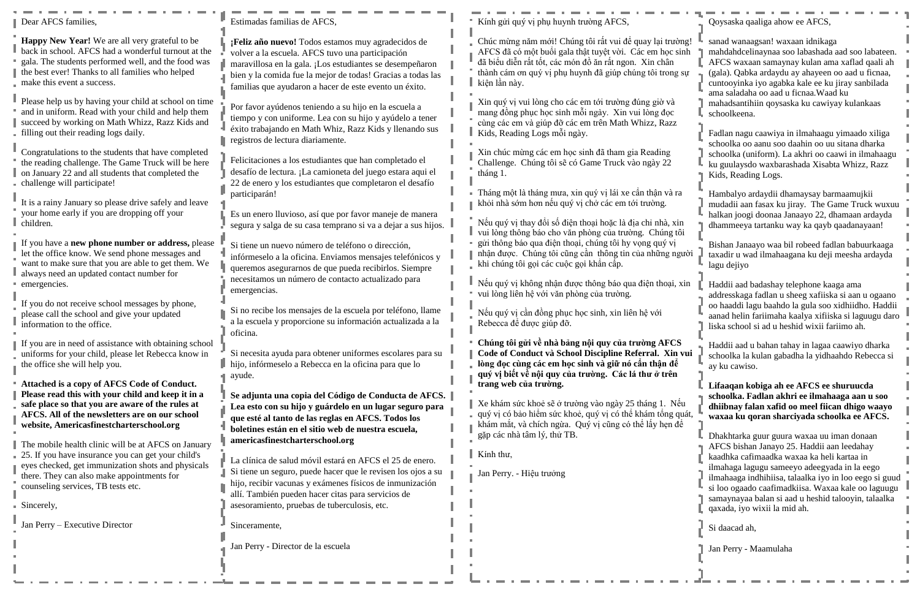Dear AFCS families,

**Happy New Year!** We are all very grateful to be back in school. AFCS had a wonderful turnout at the gala. The students performed well, and the food was the best ever! Thanks to all families who helped make this event a success.

Please help us by having your child at school on time and in uniform. Read with your child and help them succeed by working on Math Whizz, Razz Kids and filling out their reading logs daily.

Congratulations to the students that have completed the reading challenge. The Game Truck will be here on January 22 and all students that completed the challenge will participate!

It is a rainy January so please drive safely and leave your home early if you are dropping off your children.

If you have a **new phone number or address,** please let the office know. We send phone messages and want to make sure that you are able to get them. We always need an updated contact number for emergencies.

If you do not receive school messages by phone, please call the school and give your updated information to the office.

If you are in need of assistance with obtaining school uniforms for your child, please let Rebecca know in the office she will help you.

**Attached is a copy of AFCS Code of Conduct. Please read this with your child and keep it in a safe place so that you are aware of the rules at AFCS. All of the newsletters are on our school website, Americasfinestcharterschool.org**

The mobile health clinic will be at AFCS on January 25. If you have insurance you can get your child's eyes checked, get immunization shots and physicals there. They can also make appointments for counseling services, TB tests etc.

Sincerely,

Jan Perry – Executive Director

Estimadas familias de AFCS,

**¡Feliz año nuevo!** Todos estamos muy agradecidos de volver a la escuela. AFCS tuvo una participación maravillosa en la gala. ¡Los estudiantes se desempeñaron bien y la comida fue la mejor de todas! Gracias a todas las familias que ayudaron a hacer de este evento un éxito.

Por favor ayúdenos teniendo a su hijo en la escuela a tiempo y con uniforme. Lea con su hijo y ayúdelo a tener éxito trabajando en Math Whiz, Razz Kids y llenando sus registros de lectura diariamente.

Felicitaciones a los estudiantes que han completado el desafío de lectura. ¡La camioneta del juego estara aqui el 22 de enero y los estudiantes que completaron el desafío participarán!

Es un enero lluvioso, así que por favor maneje de manera segura y salga de su casa temprano si va a dejar a sus hijos.

Si tiene un nuevo número de teléfono o dirección, infórmeselo a la oficina. Enviamos mensajes telefónicos y queremos asegurarnos de que pueda recibirlos. Siempre necesitamos un número de contacto actualizado para emergencias.

Si no recibe los mensajes de la escuela por teléfono, llame a la escuela y proporcione su información actualizada a la oficina.

Si necesita ayuda para obtener uniformes escolares para su hijo, infórmeselo a Rebecca en la oficina para que lo ayude.

**Se adjunta una copia del Código de Conducta de AFCS. Lea esto con su hijo y guárdelo en un lugar seguro para que esté al tanto de las reglas en AFCS. Todos los boletines están en el sitio web de nuestra escuela, americasfinestcharterschool.org**

La clínica de salud móvil estará en AFCS el 25 de enero. Si tiene un seguro, puede hacer que le revisen los ojos a su hijo, recibir vacunas y exámenes físicos de inmunización allí. También pueden hacer citas para servicios de asesoramiento, pruebas de tuberculosis, etc.

Sinceramente,

Jan Perry - Director de la escuela

Kính gửi quý vị phụ huynh trường AFCS,

Chúc mừng năm mới! Chúng tôi rất vui để quay lại trường! AFCS đã có một buổi gala thật tuyệt vời. Các em học sinh đã biểu diễn rất tốt, các món đồ ăn rất ngon. Xin chân thành cám ơn quý vị phụ huynh đã giúp chúng tôi trong sự kiện lần này.

Xin quý vị vui lòng cho các em tới trường đúng giờ và mang đồng phục học sinh mỗi ngày. Xin vui lòng đọc cùng các em và giúp đỡ các em trên Math Whizz, Razz Kids, Reading Logs mỗi ngày.

Xin chúc mừng các em học sinh đã tham gia Reading Challenge. Chúng tôi sẽ có Game Truck vào ngày 22 tháng 1.

Tháng một là tháng mưa, xin quý vị lái xe cẩn thận và ra khỏi nhà sớm hơn nếu quý vị chở các em tới trường.

Nếu quý vị thay đổi số điện thoại hoặc là địa chỉ nhà, xin vui lòng thông báo cho văn phòng của trường. Chúng tôi gửi thông báo qua điện thoại, chúng tôi hy vọng quý vị nhận được. Chúng tôi cũng cần thông tin của những người khi chúng tôi gọi các cuộc gọi khẩn cấp.

Nếu quý vị không nhận được thông báo qua điện thoại, xin vui lòng liên hệ với văn phòng của trường.

Nếu quý vị cần đồng phục học sinh, xin liên hệ với Rebecca để được giúp đỡ.

**Chúng tôi gửi về nhà bảng nội quy của trường AFCS Code of Conduct và School Discipline Referral. Xin vui lòng đọc cùng các em học sinh và giữ nó cẩn thận để quý vị biết về nội quy của trường. Các lá thư ở trên trang web của trường.**

Xe khám sức khoẻ sẽ ở trường vào ngày 25 tháng 1. Nếu quý vị có bảo hiểm sức khoẻ, quý vị có thể khám tổng quát, khám mắt, và chích ngừa. Quý vị cũng có thể lấy hẹn để gặp các nhà tâm lý, thử TB.

Kính thư,

Jan Perry. - Hiệu trưởng

Qoysaska qaaliga ahow ee AFCS,

sanad wanaagsan! waxaan idnikaga mahdahdcelinaynaa soo labashada aad soo labateen. AFCS waxaan samaynay kulan ama xaflad qaali ah (gala). Qabka ardaydu ay ahayeen oo aad u ficnaa, cuntooyinka iyo agabka kale ee ku jiray sanbilada ama saladaha oo aad u ficnaa.Waad ku mahadsantihiin qoysaska ku cawiyay kulankaas schoolkeena.

Fadlan nagu caawiya in ilmahaagu yimaado xiliga schoolka oo aanu soo daahin oo uu sitana dharka schoolka (uniform). La akhri oo caawi in ilmahaagu ku guulaysdo waxbarashada Xisabta Whizz, Razz Kids, Reading Logs.

Hambalyo ardaydii dhamaysay barmaamujkii mudadii aan fasax ku jiray. The Game Truck wuxuu halkan joogi doonaa Janaayo 22, dhamaan ardayda dhammeeya tartanku way ka qayb qaadanayaan!

Bishan Janaayo waa bil robeed fadlan babuurkaaga taxadir u wad ilmahaagana ku deji meesha ardayda lagu dejiyo

Haddii aad badashay telephone kaaga ama addresskaga fadlan u sheeg xafiiska si aan u ogaano oo haaddi lagu baahdo la gula soo xidhiidho. Haddii aanad helin fariimaha kaalya xifiiska si laguugu daro liska school si ad u heshid wixii fariimo ah.

Haddii aad u bahan tahay in lagaa caawiyo dharka schoolka la kulan gabadha la yidhaahdo Rebecca si ay ku cawiso.

**Lifaaqan kobiga ah ee AFCS ee shuruucda schoolka. Fadlan akhri ee ilmahaaga aan u soo dhiibnay falan xafid oo meel fiican dhigo waayo waxaa ku qoran sharciyada schoolka ee AFCS.**

Dhakhtarka guur guura waxaa uu iman donaan AFCS bishan Janayo 25. Haddii aan leedahay kaadhka cafimaadka waxaa ka heli kartaa in ilmahaga lagugu sameeyo adeegyada in la eego ilmahaaga indhihiisa, talaalka iyo in loo eego si guud si loo ogaado caafimadkiisa. Waxaa kale oo laguugu samaynayaa balan si aad u heshid talooyin, talaalka qaxada, iyo wixii la mid ah.

Si daacad ah,

Jan Perry - Maamulaha